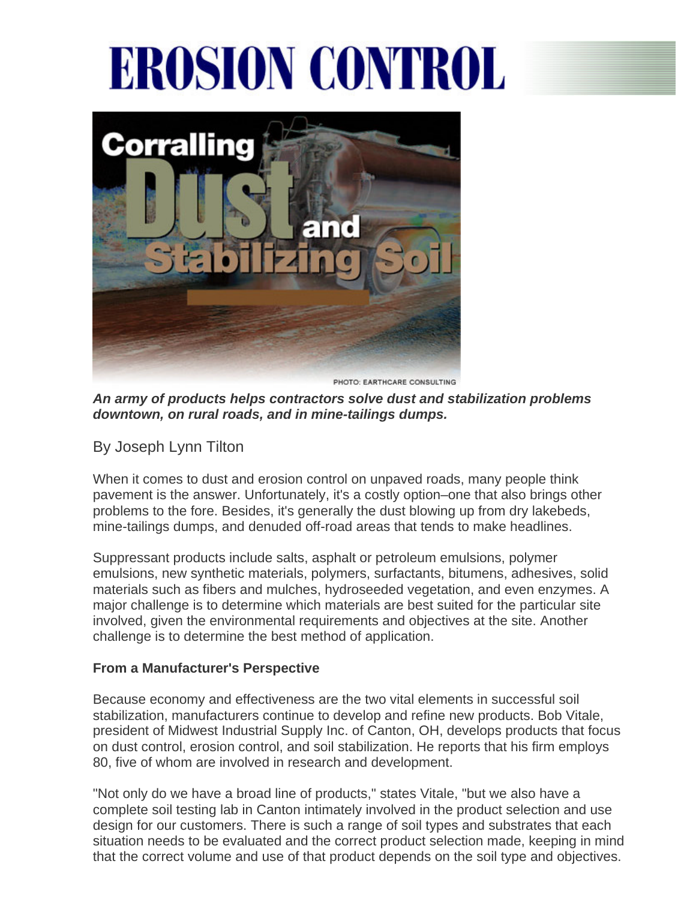# EROSION CONTROL

# Corralling Dust and Stabilizing Soil

PHOTO: EARTHCARE CONSULTING

***An army of products helps contractors solve dust and stabilization problems downtown, on rural roads, and in mine-tailings dumps.***

By Joseph Lynn Tilton

When it comes to dust and erosion control on unpaved roads, many people think pavement is the answer. Unfortunately, it's a costly option–one that also brings other problems to the fore. Besides, it's generally the dust blowing up from dry lakebeds, mine-tailings dumps, and denuded off-road areas that tends to make headlines.

Suppressant products include salts, asphalt or petroleum emulsions, polymer emulsions, new synthetic materials, polymers, surfactants, bitumens, adhesives, solid materials such as fibers and mulches, hydroseeded vegetation, and even enzymes. A major challenge is to determine which materials are best suited for the particular site involved, given the environmental requirements and objectives at the site. Another challenge is to determine the best method of application.

**From a Manufacturer's Perspective**

Because economy and effectiveness are the two vital elements in successful soil stabilization, manufacturers continue to develop and refine new products. Bob Vitale, president of Midwest Industrial Supply Inc. of Canton, OH, develops products that focus on dust control, erosion control, and soil stabilization. He reports that his firm employs 80, five of whom are involved in research and development.

"Not only do we have a broad line of products," states Vitale, "but we also have a complete soil testing lab in Canton intimately involved in the product selection and use design for our customers. There is such a range of soil types and substrates that each situation needs to be evaluated and the correct product selection made, keeping in mind that the correct volume and use of that product depends on the soil type and objectives.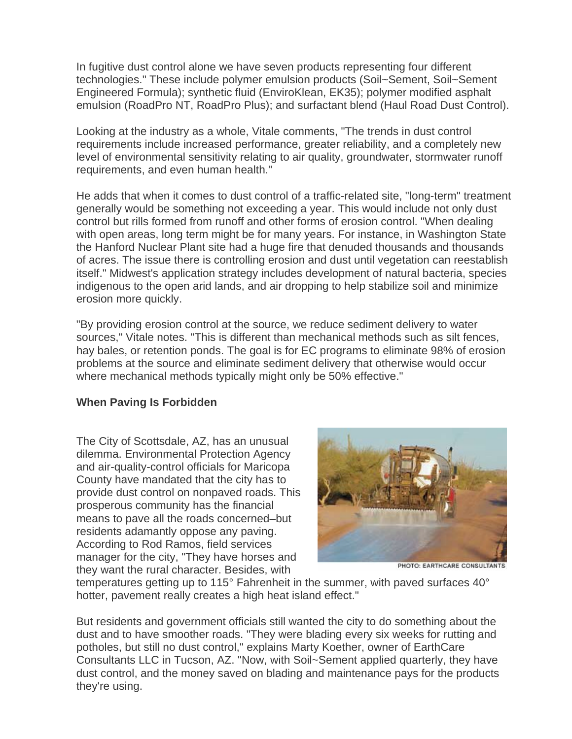In fugitive dust control alone we have seven products representing four different technologies." These include polymer emulsion products (Soil~Sement, Soil~Sement Engineered Formula); synthetic fluid (EnviroKlean, EK35); polymer modified asphalt emulsion (RoadPro NT, RoadPro Plus); and surfactant blend (Haul Road Dust Control).

Looking at the industry as a whole, Vitale comments, "The trends in dust control requirements include increased performance, greater reliability, and a completely new level of environmental sensitivity relating to air quality, groundwater, stormwater runoff requirements, and even human health."

He adds that when it comes to dust control of a traffic-related site, "long-term" treatment generally would be something not exceeding a year. This would include not only dust control but rills formed from runoff and other forms of erosion control. "When dealing with open areas, long term might be for many years. For instance, in Washington State the Hanford Nuclear Plant site had a huge fire that denuded thousands and thousands of acres. The issue there is controlling erosion and dust until vegetation can reestablish itself." Midwest's application strategy includes development of natural bacteria, species indigenous to the open arid lands, and air dropping to help stabilize soil and minimize erosion more quickly.

"By providing erosion control at the source, we reduce sediment delivery to water sources," Vitale notes. "This is different than mechanical methods such as silt fences, hay bales, or retention ponds. The goal is for EC programs to eliminate 98% of erosion problems at the source and eliminate sediment delivery that otherwise would occur where mechanical methods typically might only be 50% effective."

**When Paving Is Forbidden**

The City of Scottsdale, AZ, has an unusual dilemma. Environmental Protection Agency and air-quality-control officials for Maricopa County have mandated that the city has to provide dust control on nonpaved roads. This prosperous community has the financial means to pave all the roads concerned–but residents adamantly oppose any paving. According to Rod Ramos, field services manager for the city, "They have horses and they want the rural character. Besides, with temperatures getting up to 115° Fahrenheit in the summer, with paved surfaces 40° hotter, pavement really creates a high heat island effect."

PHOTO: EARTHCARE CONSULTANTS

But residents and government officials still wanted the city to do something about the dust and to have smoother roads. "They were blading every six weeks for rutting and potholes, but still no dust control," explains Marty Koether, owner of EarthCare Consultants LLC in Tucson, AZ. "Now, with Soil~Sement applied quarterly, they have dust control, and the money saved on blading and maintenance pays for the products they're using.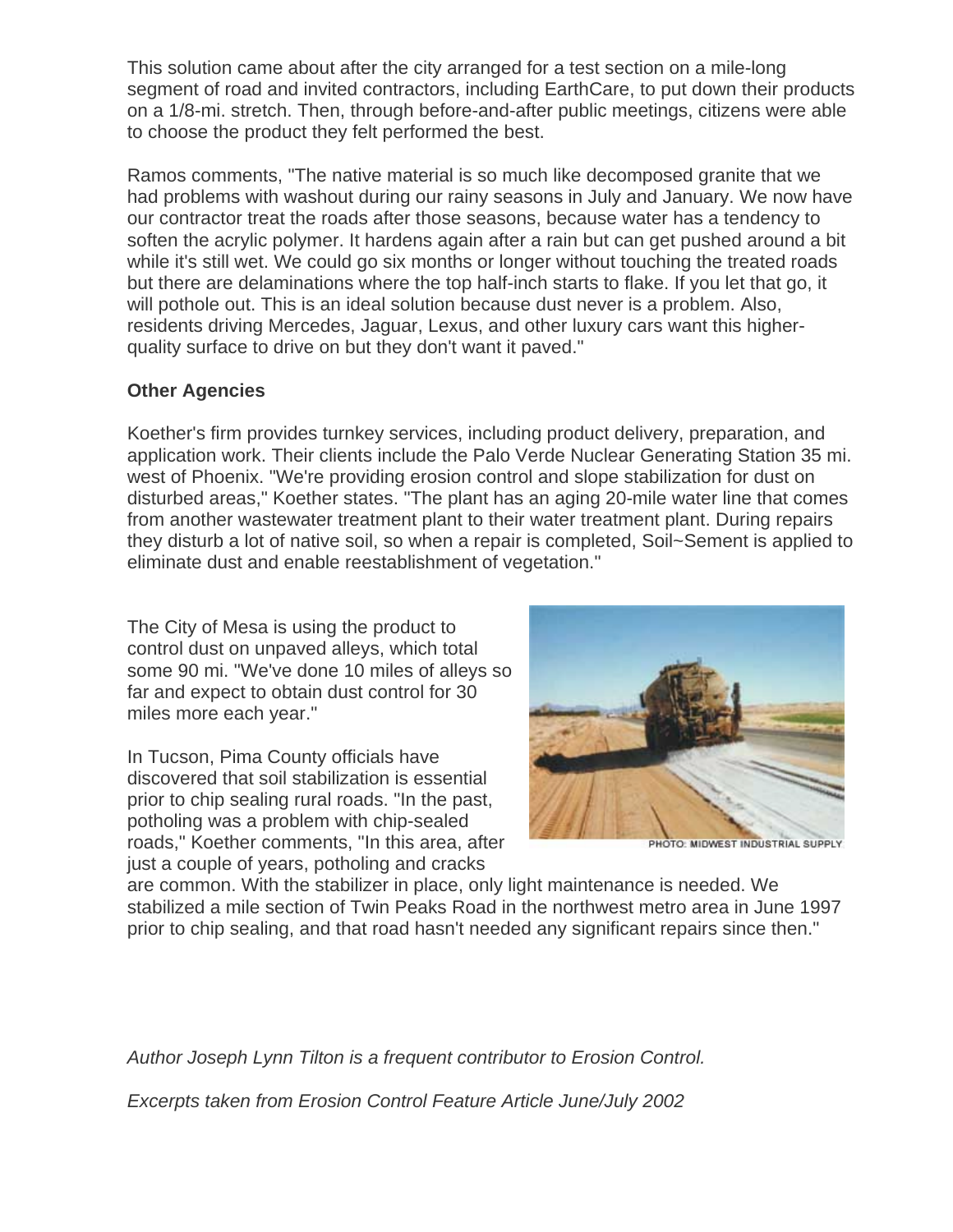This solution came about after the city arranged for a test section on a mile-long segment of road and invited contractors, including EarthCare, to put down their products on a 1/8-mi. stretch. Then, through before-and-after public meetings, citizens were able to choose the product they felt performed the best.

Ramos comments, "The native material is so much like decomposed granite that we had problems with washout during our rainy seasons in July and January. We now have our contractor treat the roads after those seasons, because water has a tendency to soften the acrylic polymer. It hardens again after a rain but can get pushed around a bit while it's still wet. We could go six months or longer without touching the treated roads but there are delaminations where the top half-inch starts to flake. If you let that go, it will pothole out. This is an ideal solution because dust never is a problem. Also, residents driving Mercedes, Jaguar, Lexus, and other luxury cars want this higher-quality surface to drive on but they don't want it paved."

**Other Agencies**

Koether's firm provides turnkey services, including product delivery, preparation, and application work. Their clients include the Palo Verde Nuclear Generating Station 35 mi. west of Phoenix. "We're providing erosion control and slope stabilization for dust on disturbed areas," Koether states. "The plant has an aging 20-mile water line that comes from another wastewater treatment plant to their water treatment plant. During repairs they disturb a lot of native soil, so when a repair is completed, Soil~Sement is applied to eliminate dust and enable reestablishment of vegetation."

The City of Mesa is using the product to control dust on unpaved alleys, which total some 90 mi. "We've done 10 miles of alleys so far and expect to obtain dust control for 30 miles more each year."

In Tucson, Pima County officials have discovered that soil stabilization is essential prior to chip sealing rural roads. "In the past, potholing was a problem with chip-sealed roads," Koether comments, "In this area, after just a couple of years, potholing and cracks are common. With the stabilizer in place, only light maintenance is needed. We stabilized a mile section of Twin Peaks Road in the northwest metro area in June 1997 prior to chip sealing, and that road hasn't needed any significant repairs since then."

PHOTO: MIDWEST INDUSTRIAL SUPPLY

*Author Joseph Lynn Tilton is a frequent contributor to Erosion Control.*

*Excerpts taken from Erosion Control Feature Article June/July 2002*